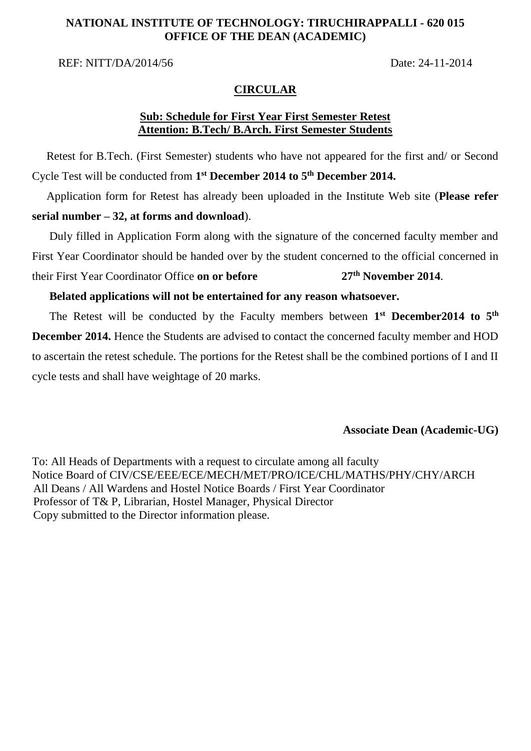**NATIONAL INSTITUTE OF TECHNOLOGY: TIRUCHIRAPPALLI - 620 015**
**OFFICE OF THE DEAN (ACADEMIC)**

REF: NITT/DA/2014/56 Date: 24-11-2014

## CIRCULAR

**Sub: Schedule for First Year First Semester Retest**
**Attention: B.Tech/ B.Arch. First Semester Students**

Retest for B.Tech. (First Semester) students who have not appeared for the first and/ or Second Cycle Test will be conducted from **1st December 2014 to 5th December 2014.**

Application form for Retest has already been uploaded in the Institute Web site (**Please refer serial number – 32, at forms and download**).

Duly filled in Application Form along with the signature of the concerned faculty member and First Year Coordinator should be handed over by the student concerned to the official concerned in their First Year Coordinator Office **on or before 27th November 2014**.

**Belated applications will not be entertained for any reason whatsoever.**

The Retest will be conducted by the Faculty members between **1st December2014 to 5th December 2014.** Hence the Students are advised to contact the concerned faculty member and HOD to ascertain the retest schedule. The portions for the Retest shall be the combined portions of I and II cycle tests and shall have weightage of 20 marks.

**Associate Dean (Academic-UG)**

To: All Heads of Departments with a request to circulate among all faculty
Notice Board of CIV/CSE/EEE/ECE/MECH/MET/PRO/ICE/CHL/MATHS/PHY/CHY/ARCH
All Deans / All Wardens and Hostel Notice Boards / First Year Coordinator
Professor of T& P, Librarian, Hostel Manager, Physical Director
Copy submitted to the Director information please.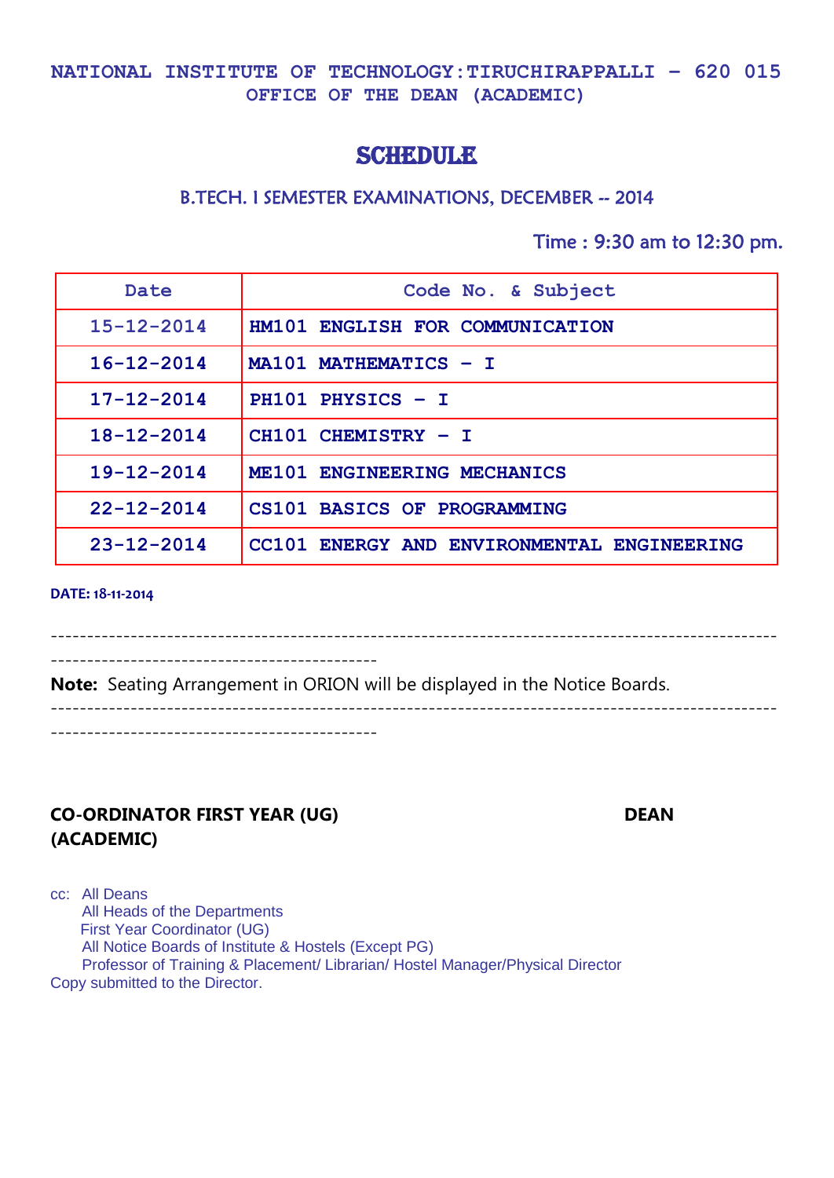**NATIONAL INSTITUTE OF TECHNOLOGY:TIRUCHIRAPPALLI – 620 015**
**OFFICE OF THE DEAN (ACADEMIC)**

# SCHEDULE

## B.TECH. I SEMESTER EXAMINATIONS, DECEMBER -- 2014

Time : 9:30 am to 12:30 pm.

| Date | Code No. & Subject |
|---|---|
| 15-12-2014 | HM101 ENGLISH FOR COMMUNICATION |
| 16-12-2014 | MA101 MATHEMATICS – I |
| 17-12-2014 | PH101 PHYSICS – I |
| 18-12-2014 | CH101 CHEMISTRY – I |
| 19-12-2014 | ME101 ENGINEERING MECHANICS |
| 22-12-2014 | CS101 BASICS OF PROGRAMMING |
| 23-12-2014 | CC101 ENERGY AND ENVIRONMENTAL ENGINEERING |

**DATE: 18-11-2014**

---

**Note:** Seating Arrangement in ORION will be displayed in the Notice Boards.

---

**CO-ORDINATOR FIRST YEAR (UG)** **DEAN (ACADEMIC)**

cc: All Deans
All Heads of the Departments
First Year Coordinator (UG)
All Notice Boards of Institute & Hostels (Except PG)
Professor of Training & Placement/ Librarian/ Hostel Manager/Physical Director
Copy submitted to the Director.